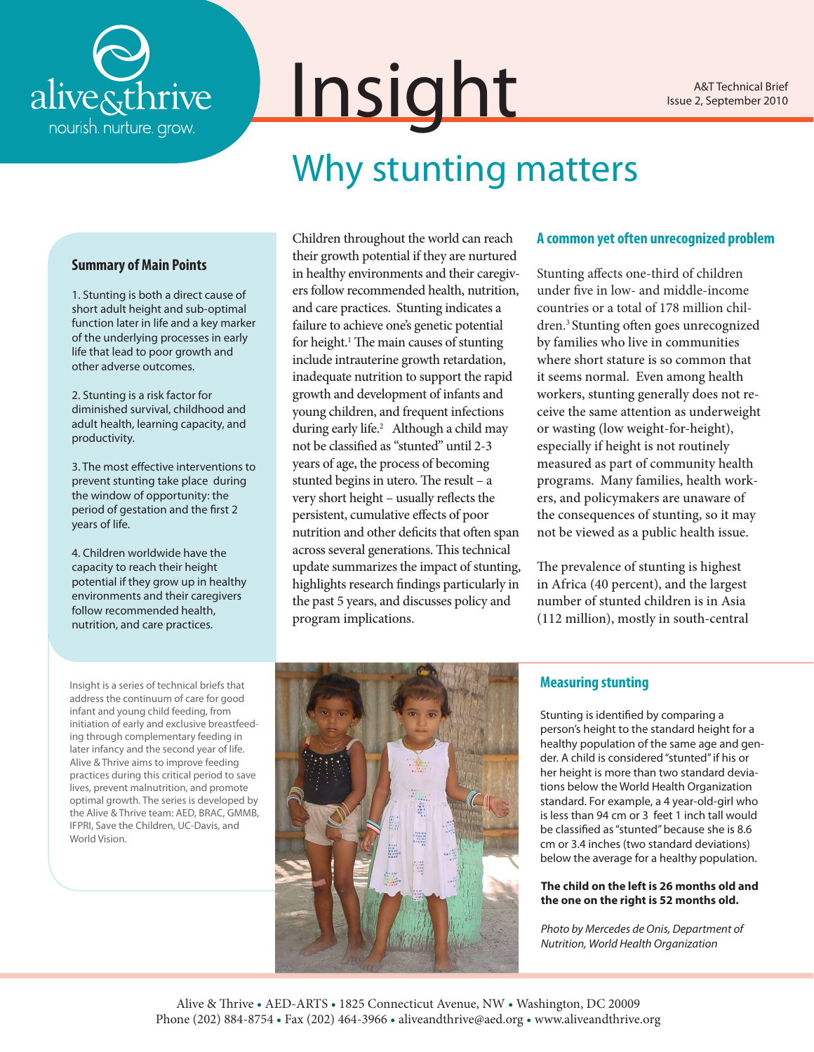# Insight

A&T Technical Brief
Issue 2, September 2010

## Why stunting matters

### Summary of Main Points

1. Stunting is both a direct cause of short adult height and sub-optimal function later in life and a key marker of the underlying processes in early life that lead to poor growth and other adverse outcomes.

2. Stunting is a risk factor for diminished survival, childhood and adult health, learning capacity, and productivity.

3. The most effective interventions to prevent stunting take place during the window of opportunity: the period of gestation and the first 2 years of life.

4. Children worldwide have the capacity to reach their height potential if they grow up in healthy environments and their caregivers follow recommended health, nutrition, and care practices.

Insight is a series of technical briefs that address the continuum of care for good infant and young child feeding, from initiation of early and exclusive breastfeeding through complementary feeding in later infancy and the second year of life. Alive & Thrive aims to improve feeding practices during this critical period to save lives, prevent malnutrition, and promote optimal growth. The series is developed by the Alive & Thrive team: AED, BRAC, GMMB, IFPRI, Save the Children, UC-Davis, and World Vision.

Children throughout the world can reach their growth potential if they are nurtured in healthy environments and their caregivers follow recommended health, nutrition, and care practices. Stunting indicates a failure to achieve one's genetic potential for height.[1] The main causes of stunting include intrauterine growth retardation, inadequate nutrition to support the rapid growth and development of infants and young children, and frequent infections during early life.[2] Although a child may not be classified as "stunted" until 2-3 years of age, the process of becoming stunted begins in utero. The result – a very short height – usually reflects the persistent, cumulative effects of poor nutrition and other deficits that often span across several generations. This technical update summarizes the impact of stunting, highlights research findings particularly in the past 5 years, and discusses policy and program implications.

### A common yet often unrecognized problem

Stunting affects one-third of children under five in low- and middle-income countries or a total of 178 million children.[3] Stunting often goes unrecognized by families who live in communities where short stature is so common that it seems normal. Even among health workers, stunting generally does not receive the same attention as underweight or wasting (low weight-for-height), especially if height is not routinely measured as part of community health programs. Many families, health workers, and policymakers are unaware of the consequences of stunting, so it may not be viewed as a public health issue.

The prevalence of stunting is highest in Africa (40 percent), and the largest number of stunted children is in Asia (112 million), mostly in south-central

### Measuring stunting

Stunting is identified by comparing a person's height to the standard height for a healthy population of the same age and gender. A child is considered "stunted" if his or her height is more than two standard deviations below the World Health Organization standard. For example, a 4 year-old-girl who is less than 94 cm or 3 feet 1 inch tall would be classified as "stunted" because she is 8.6 cm or 3.4 inches (two standard deviations) below the average for a healthy population.

**The child on the left is 26 months old and the one on the right is 52 months old.**

*Photo by Mercedes de Onis, Department of Nutrition, World Health Organization*

Alive & Thrive • AED-ARTS • 1825 Connecticut Avenue, NW • Washington, DC 20009
Phone (202) 884-8754 • Fax (202) 464-3966 • aliveandthrive@aed.org • www.aliveandthrive.org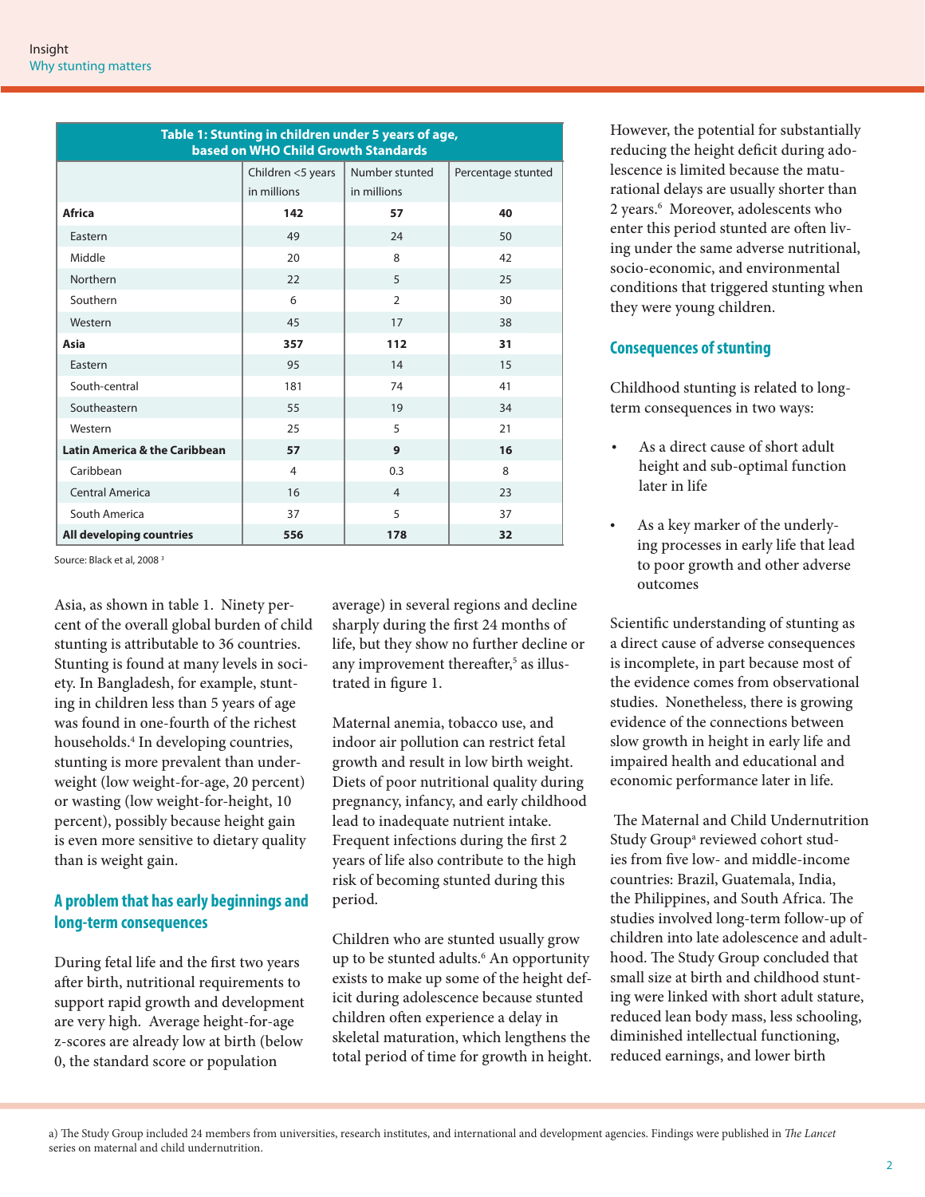**Table 1: Stunting in children under 5 years of age, based on WHO Child Growth Standards**

| | Children <5 years in millions | Number stunted in millions | Percentage stunted |
|---|---|---|---|
| **Africa** | **142** | **57** | **40** |
| Eastern | 49 | 24 | 50 |
| Middle | 20 | 8 | 42 |
| Northern | 22 | 5 | 25 |
| Southern | 6 | 2 | 30 |
| Western | 45 | 17 | 38 |
| **Asia** | **357** | **112** | **31** |
| Eastern | 95 | 14 | 15 |
| South-central | 181 | 74 | 41 |
| Southeastern | 55 | 19 | 34 |
| Western | 25 | 5 | 21 |
| **Latin America & the Caribbean** | **57** | **9** | **16** |
| Caribbean | 4 | 0.3 | 8 |
| Central America | 16 | 4 | 23 |
| South America | 37 | 5 | 37 |
| **All developing countries** | **556** | **178** | **32** |

Source: Black et al, 2008 [3]

Asia, as shown in table 1. Ninety percent of the overall global burden of child stunting is attributable to 36 countries. Stunting is found at many levels in society. In Bangladesh, for example, stunting in children less than 5 years of age was found in one-fourth of the richest households.[4] In developing countries, stunting is more prevalent than underweight (low weight-for-age, 20 percent) or wasting (low weight-for-height, 10 percent), possibly because height gain is even more sensitive to dietary quality than is weight gain.

## A problem that has early beginnings and long-term consequences

During fetal life and the first two years after birth, nutritional requirements to support rapid growth and development are very high. Average height-for-age z-scores are already low at birth (below 0, the standard score or population average) in several regions and decline sharply during the first 24 months of life, but they show no further decline or any improvement thereafter,[5] as illustrated in figure 1.

Maternal anemia, tobacco use, and indoor air pollution can restrict fetal growth and result in low birth weight. Diets of poor nutritional quality during pregnancy, infancy, and early childhood lead to inadequate nutrient intake. Frequent infections during the first 2 years of life also contribute to the high risk of becoming stunted during this period.

Children who are stunted usually grow up to be stunted adults.[6] An opportunity exists to make up some of the height deficit during adolescence because stunted children often experience a delay in skeletal maturation, which lengthens the total period of time for growth in height. However, the potential for substantially reducing the height deficit during adolescence is limited because the maturational delays are usually shorter than 2 years.[6] Moreover, adolescents who enter this period stunted are often living under the same adverse nutritional, socio-economic, and environmental conditions that triggered stunting when they were young children.

## Consequences of stunting

Childhood stunting is related to long-term consequences in two ways:

- As a direct cause of short adult height and sub-optimal function later in life
- As a key marker of the underlying processes in early life that lead to poor growth and other adverse outcomes

Scientific understanding of stunting as a direct cause of adverse consequences is incomplete, in part because most of the evidence comes from observational studies. Nonetheless, there is growing evidence of the connections between slow growth in height in early life and impaired health and educational and economic performance later in life.

The Maternal and Child Undernutrition Study Group[a] reviewed cohort studies from five low- and middle-income countries: Brazil, Guatemala, India, the Philippines, and South Africa. The studies involved long-term follow-up of children into late adolescence and adulthood. The Study Group concluded that small size at birth and childhood stunting were linked with short adult stature, reduced lean body mass, less schooling, diminished intellectual functioning, reduced earnings, and lower birth

a) The Study Group included 24 members from universities, research institutes, and international and development agencies. Findings were published in *The Lancet* series on maternal and child undernutrition.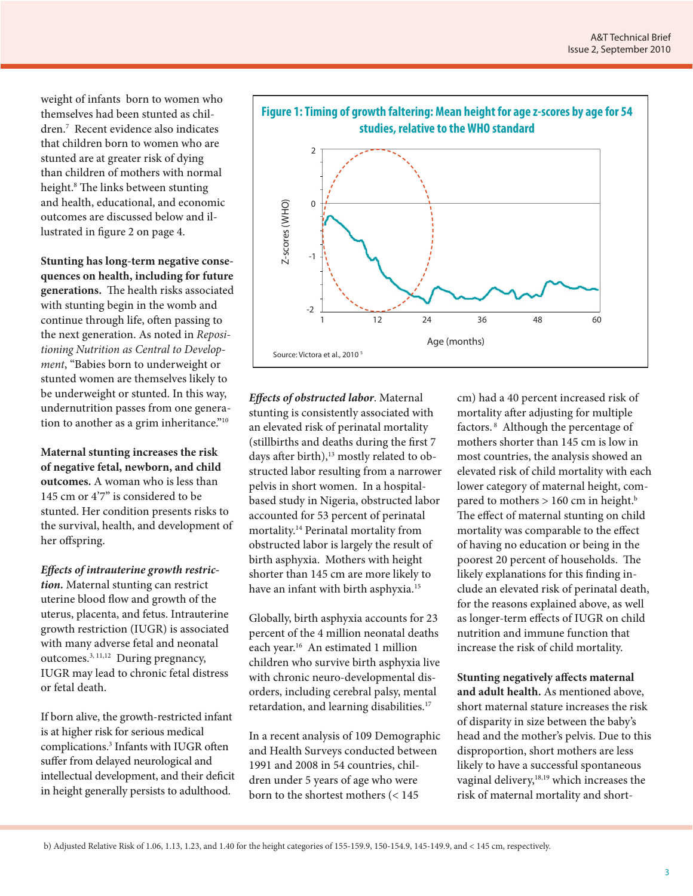weight of infants born to women who themselves had been stunted as children.[7] Recent evidence also indicates that children born to women who are stunted are at greater risk of dying than children of mothers with normal height.[8] The links between stunting and health, educational, and economic outcomes are discussed below and illustrated in figure 2 on page 4.

**Stunting has long-term negative consequences on health, including for future generations.** The health risks associated with stunting begin in the womb and continue through life, often passing to the next generation. As noted in *Repositioning Nutrition as Central to Development*, "Babies born to underweight or stunted women are themselves likely to be underweight or stunted. In this way, undernutrition passes from one generation to another as a grim inheritance."[10]

**Maternal stunting increases the risk of negative fetal, newborn, and child outcomes.** A woman who is less than 145 cm or 4'7" is considered to be stunted. Her condition presents risks to the survival, health, and development of her offspring.

***Effects of intrauterine growth restriction.*** Maternal stunting can restrict uterine blood flow and growth of the uterus, placenta, and fetus. Intrauterine growth restriction (IUGR) is associated with many adverse fetal and neonatal outcomes.[3, 11,12] During pregnancy, IUGR may lead to chronic fetal distress or fetal death.

If born alive, the growth-restricted infant is at higher risk for serious medical complications.[3] Infants with IUGR often suffer from delayed neurological and intellectual development, and their deficit in height generally persists to adulthood.

**Figure 1: Timing of growth faltering: Mean height for age z-scores by age for 54 studies, relative to the WHO standard**

Source: Victora et al., 2010 [5]

***Effects of obstructed labor***. Maternal stunting is consistently associated with an elevated risk of perinatal mortality (stillbirths and deaths during the first 7 days after birth),[13] mostly related to obstructed labor resulting from a narrower pelvis in short women. In a hospital-based study in Nigeria, obstructed labor accounted for 53 percent of perinatal mortality.[14] Perinatal mortality from obstructed labor is largely the result of birth asphyxia. Mothers with height shorter than 145 cm are more likely to have an infant with birth asphyxia.[15]

Globally, birth asphyxia accounts for 23 percent of the 4 million neonatal deaths each year.[16] An estimated 1 million children who survive birth asphyxia live with chronic neuro-developmental disorders, including cerebral palsy, mental retardation, and learning disabilities.[17]

In a recent analysis of 109 Demographic and Health Surveys conducted between 1991 and 2008 in 54 countries, children under 5 years of age who were born to the shortest mothers (< 145 cm) had a 40 percent increased risk of mortality after adjusting for multiple factors.[8] Although the percentage of mothers shorter than 145 cm is low in most countries, the analysis showed an elevated risk of child mortality with each lower category of maternal height, compared to mothers > 160 cm in height.[b] The effect of maternal stunting on child mortality was comparable to the effect of having no education or being in the poorest 20 percent of households. The likely explanations for this finding include an elevated risk of perinatal death, for the reasons explained above, as well as longer-term effects of IUGR on child nutrition and immune function that increase the risk of child mortality.

**Stunting negatively affects maternal and adult health.** As mentioned above, short maternal stature increases the risk of disparity in size between the baby's head and the mother's pelvis. Due to this disproportion, short mothers are less likely to have a successful spontaneous vaginal delivery,[18,19] which increases the risk of maternal mortality and short-

b) Adjusted Relative Risk of 1.06, 1.13, 1.23, and 1.40 for the height categories of 155-159.9, 150-154.9, 145-149.9, and < 145 cm, respectively.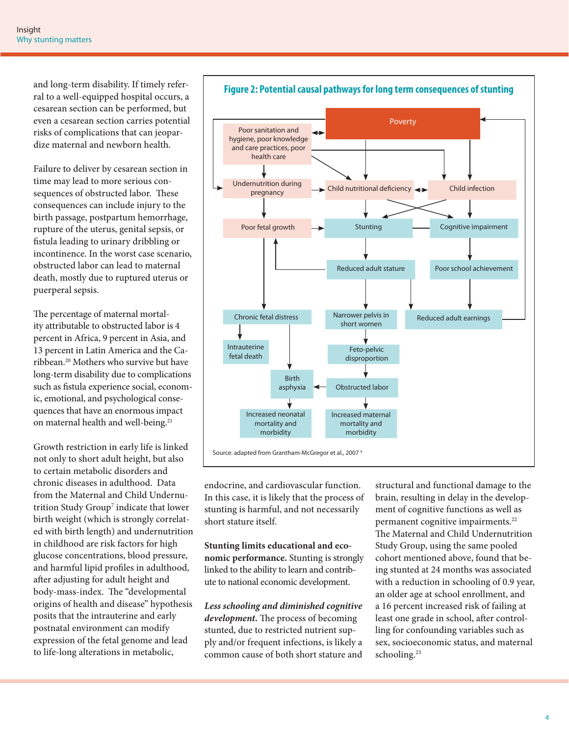and long-term disability. If timely referral to a well-equipped hospital occurs, a cesarean section can be performed, but even a cesarean section carries potential risks of complications that can jeopardize maternal and newborn health.

Failure to deliver by cesarean section in time may lead to more serious consequences of obstructed labor. These consequences can include injury to the birth passage, postpartum hemorrhage, rupture of the uterus, genital sepsis, or fistula leading to urinary dribbling or incontinence. In the worst case scenario, obstructed labor can lead to maternal death, mostly due to ruptured uterus or puerperal sepsis.

The percentage of maternal mortality attributable to obstructed labor is 4 percent in Africa, 9 percent in Asia, and 13 percent in Latin America and the Caribbean.[20] Mothers who survive but have long-term disability due to complications such as fistula experience social, economic, emotional, and psychological consequences that have an enormous impact on maternal health and well-being.[21]

Growth restriction in early life is linked not only to short adult height, but also to certain metabolic disorders and chronic diseases in adulthood. Data from the Maternal and Child Undernutrition Study Group[7] indicate that lower birth weight (which is strongly correlated with birth length) and undernutrition in childhood are risk factors for high glucose concentrations, blood pressure, and harmful lipid profiles in adulthood, after adjusting for adult height and body-mass-index. The "developmental origins of health and disease" hypothesis posits that the intrauterine and early postnatal environment can modify expression of the fetal genome and lead to life-long alterations in metabolic, endocrine, and cardiovascular function. In this case, it is likely that the process of stunting is harmful, and not necessarily short stature itself.

**Figure 2: Potential causal pathways for long term consequences of stunting**

Poverty; Poor sanitation and hygiene, poor knowledge and care practices, poor health care; Undernutrition during pregnancy; Child nutritional deficiency; Child infection; Poor fetal growth; Stunting; Cognitive impairment; Reduced adult stature; Poor school achievement; Chronic fetal distress; Narrower pelvis in short women; Reduced adult earnings; Intrauterine fetal death; Feto-pelvic disproportion; Birth asphyxia; Obstructed labor; Increased neonatal mortality and morbidity; Increased maternal mortality and morbidity

Source: adapted from Grantham-McGregor et al., 2007 [9]

**Stunting limits educational and economic performance.** Stunting is strongly linked to the ability to learn and contribute to national economic development.

***Less schooling and diminished cognitive development.*** The process of becoming stunted, due to restricted nutrient supply and/or frequent infections, is likely a common cause of both short stature and structural and functional damage to the brain, resulting in delay in the development of cognitive functions as well as permanent cognitive impairments.[22] The Maternal and Child Undernutrition Study Group, using the same pooled cohort mentioned above, found that being stunted at 24 months was associated with a reduction in schooling of 0.9 year, an older age at school enrollment, and a 16 percent increased risk of failing at least one grade in school, after controlling for confounding variables such as sex, socioeconomic status, and maternal schooling.[23]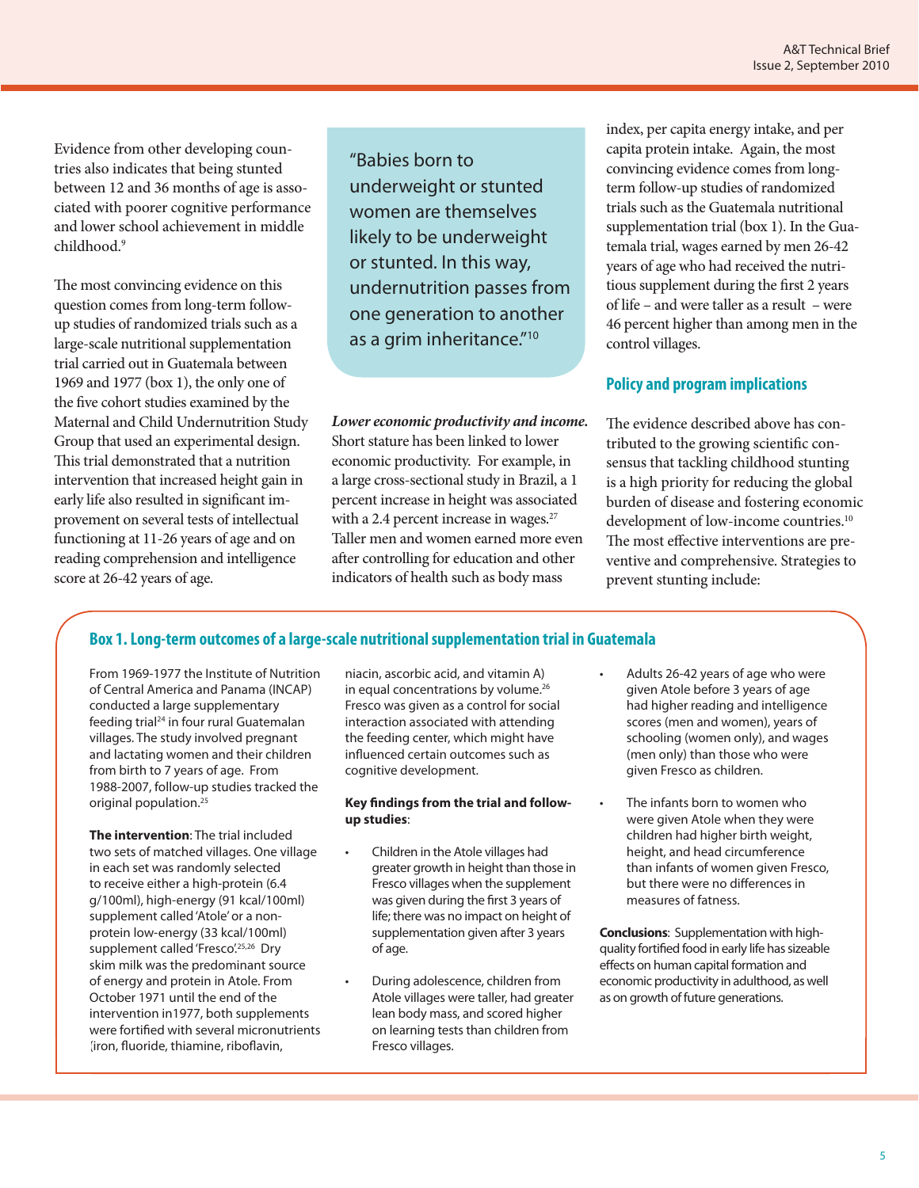Evidence from other developing countries also indicates that being stunted between 12 and 36 months of age is associated with poorer cognitive performance and lower school achievement in middle childhood.[9]

The most convincing evidence on this question comes from long-term follow-up studies of randomized trials such as a large-scale nutritional supplementation trial carried out in Guatemala between 1969 and 1977 (box 1), the only one of the five cohort studies examined by the Maternal and Child Undernutrition Study Group that used an experimental design. This trial demonstrated that a nutrition intervention that increased height gain in early life also resulted in significant improvement on several tests of intellectual functioning at 11-26 years of age and on reading comprehension and intelligence score at 26-42 years of age.

> "Babies born to underweight or stunted women are themselves likely to be underweight or stunted. In this way, undernutrition passes from one generation to another as a grim inheritance."[10]

***Lower economic productivity and income.*** Short stature has been linked to lower economic productivity. For example, in a large cross-sectional study in Brazil, a 1 percent increase in height was associated with a 2.4 percent increase in wages.[27] Taller men and women earned more even after controlling for education and other indicators of health such as body mass index, per capita energy intake, and per capita protein intake. Again, the most convincing evidence comes from long-term follow-up studies of randomized trials such as the Guatemala nutritional supplementation trial (box 1). In the Guatemala trial, wages earned by men 26-42 years of age who had received the nutritious supplement during the first 2 years of life – and were taller as a result – were 46 percent higher than among men in the control villages.

## Policy and program implications

The evidence described above has contributed to the growing scientific consensus that tackling childhood stunting is a high priority for reducing the global burden of disease and fostering economic development of low-income countries.[10] The most effective interventions are preventive and comprehensive. Strategies to prevent stunting include:

### Box 1. Long-term outcomes of a large-scale nutritional supplementation trial in Guatemala

From 1969-1977 the Institute of Nutrition of Central America and Panama (INCAP) conducted a large supplementary feeding trial[24] in four rural Guatemalan villages. The study involved pregnant and lactating women and their children from birth to 7 years of age. From 1988-2007, follow-up studies tracked the original population.[25]

**The intervention**: The trial included two sets of matched villages. One village in each set was randomly selected to receive either a high-protein (6.4 g/100ml), high-energy (91 kcal/100ml) supplement called 'Atole' or a non-protein low-energy (33 kcal/100ml) supplement called 'Fresco'.[25,26] Dry skim milk was the predominant source of energy and protein in Atole. From October 1971 until the end of the intervention in1977, both supplements were fortified with several micronutrients (iron, fluoride, thiamine, riboflavin, niacin, ascorbic acid, and vitamin A) in equal concentrations by volume.[26] Fresco was given as a control for social interaction associated with attending the feeding center, which might have influenced certain outcomes such as cognitive development.

**Key findings from the trial and follow-up studies**:

- Children in the Atole villages had greater growth in height than those in Fresco villages when the supplement was given during the first 3 years of life; there was no impact on height of supplementation given after 3 years of age.
- During adolescence, children from Atole villages were taller, had greater lean body mass, and scored higher on learning tests than children from Fresco villages.
- Adults 26-42 years of age who were given Atole before 3 years of age had higher reading and intelligence scores (men and women), years of schooling (women only), and wages (men only) than those who were given Fresco as children.
- The infants born to women who were given Atole when they were children had higher birth weight, height, and head circumference than infants of women given Fresco, but there were no differences in measures of fatness.

**Conclusions**: Supplementation with high-quality fortified food in early life has sizeable effects on human capital formation and economic productivity in adulthood, as well as on growth of future generations.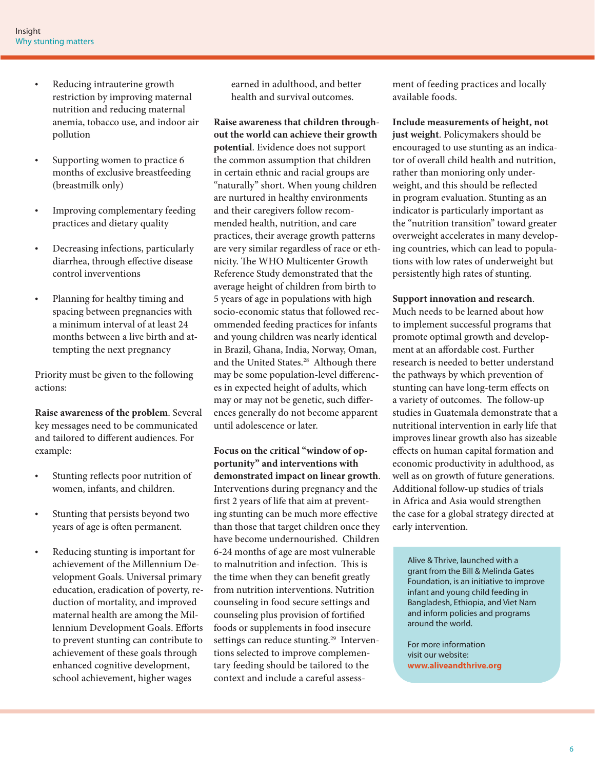- Reducing intrauterine growth restriction by improving maternal nutrition and reducing maternal anemia, tobacco use, and indoor air pollution
- Supporting women to practice 6 months of exclusive breastfeeding (breastmilk only)
- Improving complementary feeding practices and dietary quality
- Decreasing infections, particularly diarrhea, through effective disease control inverventions
- Planning for healthy timing and spacing between pregnancies with a minimum interval of at least 24 months between a live birth and attempting the next pregnancy

Priority must be given to the following actions:

**Raise awareness of the problem**. Several key messages need to be communicated and tailored to different audiences. For example:

- Stunting reflects poor nutrition of women, infants, and children.
- Stunting that persists beyond two years of age is often permanent.
- Reducing stunting is important for achievement of the Millennium Development Goals. Universal primary education, eradication of poverty, reduction of mortality, and improved maternal health are among the Millennium Development Goals. Efforts to prevent stunting can contribute to achievement of these goals through enhanced cognitive development, school achievement, higher wages earned in adulthood, and better health and survival outcomes.

**Raise awareness that children throughout the world can achieve their growth potential**. Evidence does not support the common assumption that children in certain ethnic and racial groups are "naturally" short. When young children are nurtured in healthy environments and their caregivers follow recommended health, nutrition, and care practices, their average growth patterns are very similar regardless of race or ethnicity. The WHO Multicenter Growth Reference Study demonstrated that the average height of children from birth to 5 years of age in populations with high socio-economic status that followed recommended feeding practices for infants and young children was nearly identical in Brazil, Ghana, India, Norway, Oman, and the United States.[28] Although there may be some population-level differences in expected height of adults, which may or may not be genetic, such differences generally do not become apparent until adolescence or later.

**Focus on the critical "window of opportunity" and interventions with demonstrated impact on linear growth**. Interventions during pregnancy and the first 2 years of life that aim at preventing stunting can be much more effective than those that target children once they have become undernourished. Children 6-24 months of age are most vulnerable to malnutrition and infection. This is the time when they can benefit greatly from nutrition interventions. Nutrition counseling in food secure settings and counseling plus provision of fortified foods or supplements in food insecure settings can reduce stunting.[29] Interventions selected to improve complementary feeding should be tailored to the context and include a careful assessment of feeding practices and locally available foods.

**Include measurements of height, not just weight**. Policymakers should be encouraged to use stunting as an indicator of overall child health and nutrition, rather than monioring only underweight, and this should be reflected in program evaluation. Stunting as an indicator is particularly important as the "nutrition transition" toward greater overweight accelerates in many developing countries, which can lead to populations with low rates of underweight but persistently high rates of stunting.

**Support innovation and research**. Much needs to be learned about how to implement successful programs that promote optimal growth and development at an affordable cost. Further research is needed to better understand the pathways by which prevention of stunting can have long-term effects on a variety of outcomes. The follow-up studies in Guatemala demonstrate that a nutritional intervention in early life that improves linear growth also has sizeable effects on human capital formation and economic productivity in adulthood, as well as on growth of future generations. Additional follow-up studies of trials in Africa and Asia would strengthen the case for a global strategy directed at early intervention.

Alive & Thrive, launched with a grant from the Bill & Melinda Gates Foundation, is an initiative to improve infant and young child feeding in Bangladesh, Ethiopia, and Viet Nam and inform policies and programs around the world.

For more information visit our website: **www.aliveandthrive.org**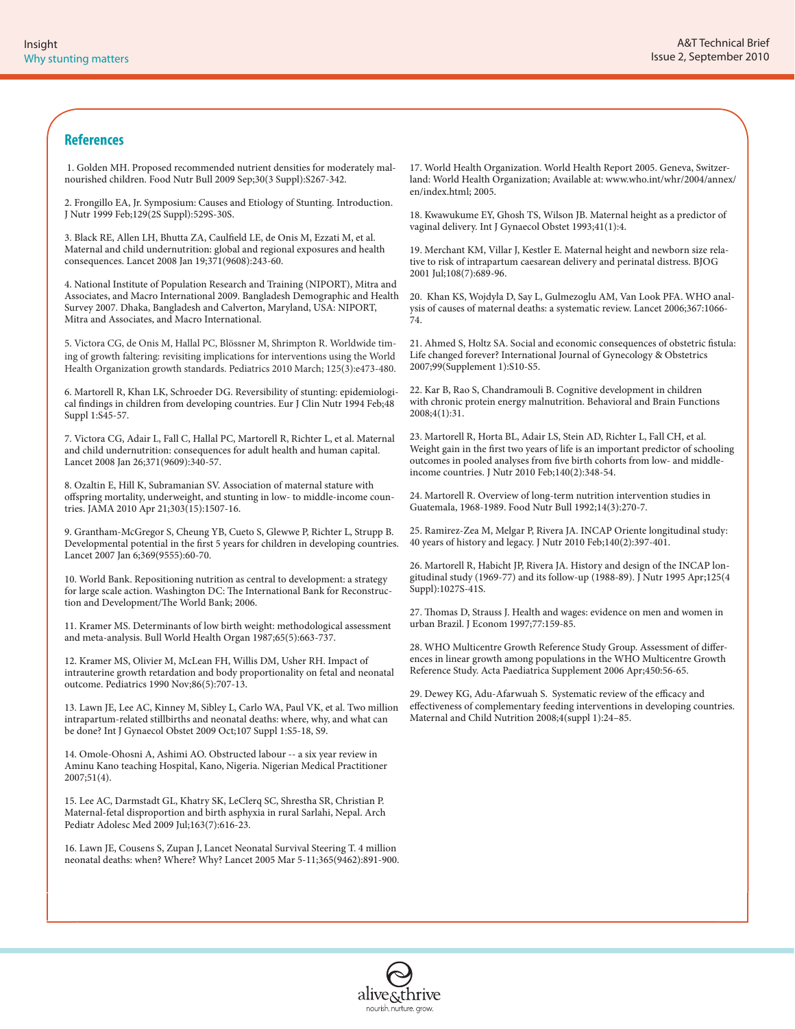## References

1. Golden MH. Proposed recommended nutrient densities for moderately malnourished children. Food Nutr Bull 2009 Sep;30(3 Suppl):S267-342.

2. Frongillo EA, Jr. Symposium: Causes and Etiology of Stunting. Introduction. J Nutr 1999 Feb;129(2S Suppl):529S-30S.

3. Black RE, Allen LH, Bhutta ZA, Caulfield LE, de Onis M, Ezzati M, et al. Maternal and child undernutrition: global and regional exposures and health consequences. Lancet 2008 Jan 19;371(9608):243-60.

4. National Institute of Population Research and Training (NIPORT), Mitra and Associates, and Macro International 2009. Bangladesh Demographic and Health Survey 2007. Dhaka, Bangladesh and Calverton, Maryland, USA: NIPORT, Mitra and Associates, and Macro International.

5. Victora CG, de Onis M, Hallal PC, Blössner M, Shrimpton R. Worldwide timing of growth faltering: revisiting implications for interventions using the World Health Organization growth standards. Pediatrics 2010 March; 125(3):e473-480.

6. Martorell R, Khan LK, Schroeder DG. Reversibility of stunting: epidemiological findings in children from developing countries. Eur J Clin Nutr 1994 Feb;48 Suppl 1:S45-57.

7. Victora CG, Adair L, Fall C, Hallal PC, Martorell R, Richter L, et al. Maternal and child undernutrition: consequences for adult health and human capital. Lancet 2008 Jan 26;371(9609):340-57.

8. Ozaltin E, Hill K, Subramanian SV. Association of maternal stature with offspring mortality, underweight, and stunting in low- to middle-income countries. JAMA 2010 Apr 21;303(15):1507-16.

9. Grantham-McGregor S, Cheung YB, Cueto S, Glewwe P, Richter L, Strupp B. Developmental potential in the first 5 years for children in developing countries. Lancet 2007 Jan 6;369(9555):60-70.

10. World Bank. Repositioning nutrition as central to development: a strategy for large scale action. Washington DC: The International Bank for Reconstruction and Development/The World Bank; 2006.

11. Kramer MS. Determinants of low birth weight: methodological assessment and meta-analysis. Bull World Health Organ 1987;65(5):663-737.

12. Kramer MS, Olivier M, McLean FH, Willis DM, Usher RH. Impact of intrauterine growth retardation and body proportionality on fetal and neonatal outcome. Pediatrics 1990 Nov;86(5):707-13.

13. Lawn JE, Lee AC, Kinney M, Sibley L, Carlo WA, Paul VK, et al. Two million intrapartum-related stillbirths and neonatal deaths: where, why, and what can be done? Int J Gynaecol Obstet 2009 Oct;107 Suppl 1:S5-18, S9.

14. Omole-Ohosni A, Ashimi AO. Obstructed labour -- a six year review in Aminu Kano teaching Hospital, Kano, Nigeria. Nigerian Medical Practitioner 2007;51(4).

15. Lee AC, Darmstadt GL, Khatry SK, LeClerq SC, Shrestha SR, Christian P. Maternal-fetal disproportion and birth asphyxia in rural Sarlahi, Nepal. Arch Pediatr Adolesc Med 2009 Jul;163(7):616-23.

16. Lawn JE, Cousens S, Zupan J, Lancet Neonatal Survival Steering T. 4 million neonatal deaths: when? Where? Why? Lancet 2005 Mar 5-11;365(9462):891-900.

17. World Health Organization. World Health Report 2005. Geneva, Switzerland: World Health Organization; Available at: www.who.int/whr/2004/annex/en/index.html; 2005.

18. Kwawukume EY, Ghosh TS, Wilson JB. Maternal height as a predictor of vaginal delivery. Int J Gynaecol Obstet 1993;41(1):4.

19. Merchant KM, Villar J, Kestler E. Maternal height and newborn size relative to risk of intrapartum caesarean delivery and perinatal distress. BJOG 2001 Jul;108(7):689-96.

20. Khan KS, Wojdyla D, Say L, Gulmezoglu AM, Van Look PFA. WHO analysis of causes of maternal deaths: a systematic review. Lancet 2006;367:1066-74.

21. Ahmed S, Holtz SA. Social and economic consequences of obstetric fistula: Life changed forever? International Journal of Gynecology & Obstetrics 2007;99(Supplement 1):S10-S5.

22. Kar B, Rao S, Chandramouli B. Cognitive development in children with chronic protein energy malnutrition. Behavioral and Brain Functions 2008;4(1):31.

23. Martorell R, Horta BL, Adair LS, Stein AD, Richter L, Fall CH, et al. Weight gain in the first two years of life is an important predictor of schooling outcomes in pooled analyses from five birth cohorts from low- and middle-income countries. J Nutr 2010 Feb;140(2):348-54.

24. Martorell R. Overview of long-term nutrition intervention studies in Guatemala, 1968-1989. Food Nutr Bull 1992;14(3):270-7.

25. Ramirez-Zea M, Melgar P, Rivera JA. INCAP Oriente longitudinal study: 40 years of history and legacy. J Nutr 2010 Feb;140(2):397-401.

26. Martorell R, Habicht JP, Rivera JA. History and design of the INCAP longitudinal study (1969-77) and its follow-up (1988-89). J Nutr 1995 Apr;125(4 Suppl):1027S-41S.

27. Thomas D, Strauss J. Health and wages: evidence on men and women in urban Brazil. J Econom 1997;77:159-85.

28. WHO Multicentre Growth Reference Study Group. Assessment of differences in linear growth among populations in the WHO Multicentre Growth Reference Study. Acta Paediatrica Supplement 2006 Apr;450:56-65.

29. Dewey KG, Adu-Afarwuah S. Systematic review of the efficacy and effectiveness of complementary feeding interventions in developing countries. Maternal and Child Nutrition 2008;4(suppl 1):24–85.

alive&thrive
nourish. nurture. grow.